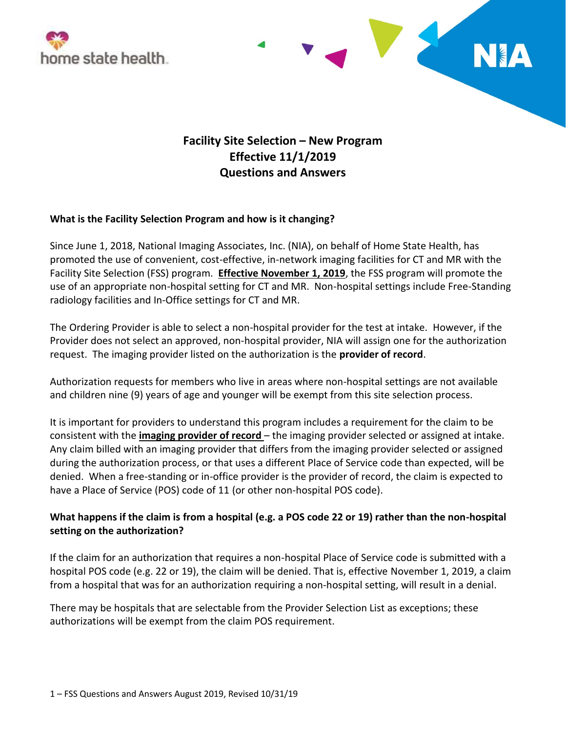# Facility Site Selection – New Program
# Effective 11/1/2019
# Questions and Answers

**What is the Facility Selection Program and how is it changing?**

Since June 1, 2018, National Imaging Associates, Inc. (NIA), on behalf of Home State Health, has promoted the use of convenient, cost-effective, in-network imaging facilities for CT and MR with the Facility Site Selection (FSS) program. **Effective November 1, 2019**, the FSS program will promote the use of an appropriate non-hospital setting for CT and MR. Non-hospital settings include Free-Standing radiology facilities and In-Office settings for CT and MR.

The Ordering Provider is able to select a non-hospital provider for the test at intake. However, if the Provider does not select an approved, non-hospital provider, NIA will assign one for the authorization request. The imaging provider listed on the authorization is the **provider of record**.

Authorization requests for members who live in areas where non-hospital settings are not available and children nine (9) years of age and younger will be exempt from this site selection process.

It is important for providers to understand this program includes a requirement for the claim to be consistent with the **imaging provider of record** – the imaging provider selected or assigned at intake. Any claim billed with an imaging provider that differs from the imaging provider selected or assigned during the authorization process, or that uses a different Place of Service code than expected, will be denied. When a free-standing or in-office provider is the provider of record, the claim is expected to have a Place of Service (POS) code of 11 (or other non-hospital POS code).

**What happens if the claim is from a hospital (e.g. a POS code 22 or 19) rather than the non-hospital setting on the authorization?**

If the claim for an authorization that requires a non-hospital Place of Service code is submitted with a hospital POS code (e.g. 22 or 19), the claim will be denied. That is, effective November 1, 2019, a claim from a hospital that was for an authorization requiring a non-hospital setting, will result in a denial.

There may be hospitals that are selectable from the Provider Selection List as exceptions; these authorizations will be exempt from the claim POS requirement.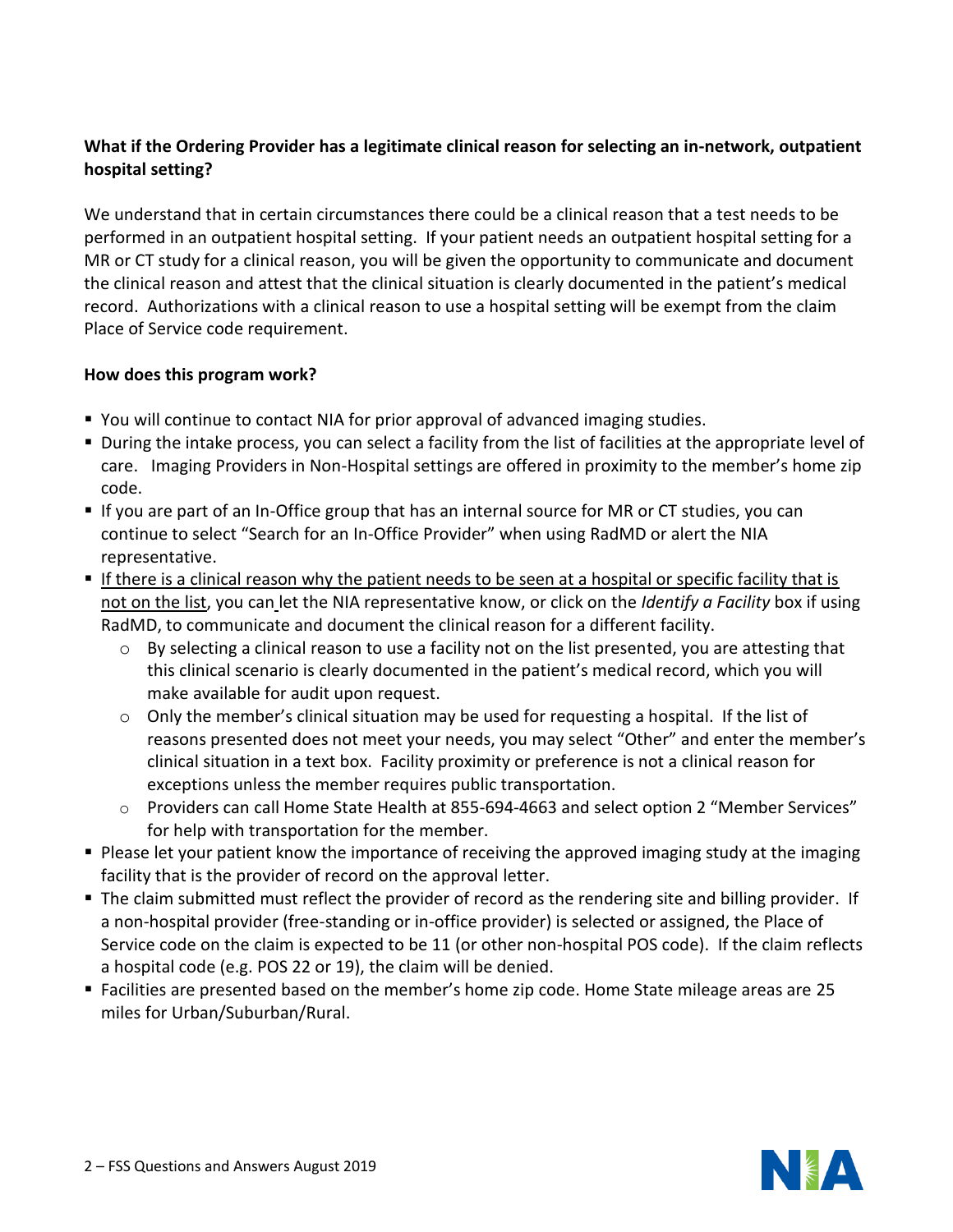**What if the Ordering Provider has a legitimate clinical reason for selecting an in-network, outpatient hospital setting?**

We understand that in certain circumstances there could be a clinical reason that a test needs to be performed in an outpatient hospital setting. If your patient needs an outpatient hospital setting for a MR or CT study for a clinical reason, you will be given the opportunity to communicate and document the clinical reason and attest that the clinical situation is clearly documented in the patient's medical record. Authorizations with a clinical reason to use a hospital setting will be exempt from the claim Place of Service code requirement.

**How does this program work?**

- You will continue to contact NIA for prior approval of advanced imaging studies.
- During the intake process, you can select a facility from the list of facilities at the appropriate level of care. Imaging Providers in Non-Hospital settings are offered in proximity to the member's home zip code.
- If you are part of an In-Office group that has an internal source for MR or CT studies, you can continue to select "Search for an In-Office Provider" when using RadMD or alert the NIA representative.
- <u>If there is a clinical reason why the patient needs to be seen at a hospital or specific facility that is not on the list</u>, you can let the NIA representative know, or click on the *Identify a Facility* box if using RadMD, to communicate and document the clinical reason for a different facility.
  - By selecting a clinical reason to use a facility not on the list presented, you are attesting that this clinical scenario is clearly documented in the patient's medical record, which you will make available for audit upon request.
  - Only the member's clinical situation may be used for requesting a hospital. If the list of reasons presented does not meet your needs, you may select "Other" and enter the member's clinical situation in a text box. Facility proximity or preference is not a clinical reason for exceptions unless the member requires public transportation.
  - Providers can call Home State Health at 855-694-4663 and select option 2 "Member Services" for help with transportation for the member.
- Please let your patient know the importance of receiving the approved imaging study at the imaging facility that is the provider of record on the approval letter.
- The claim submitted must reflect the provider of record as the rendering site and billing provider. If a non-hospital provider (free-standing or in-office provider) is selected or assigned, the Place of Service code on the claim is expected to be 11 (or other non-hospital POS code). If the claim reflects a hospital code (e.g. POS 22 or 19), the claim will be denied.
- Facilities are presented based on the member's home zip code. Home State mileage areas are 25 miles for Urban/Suburban/Rural.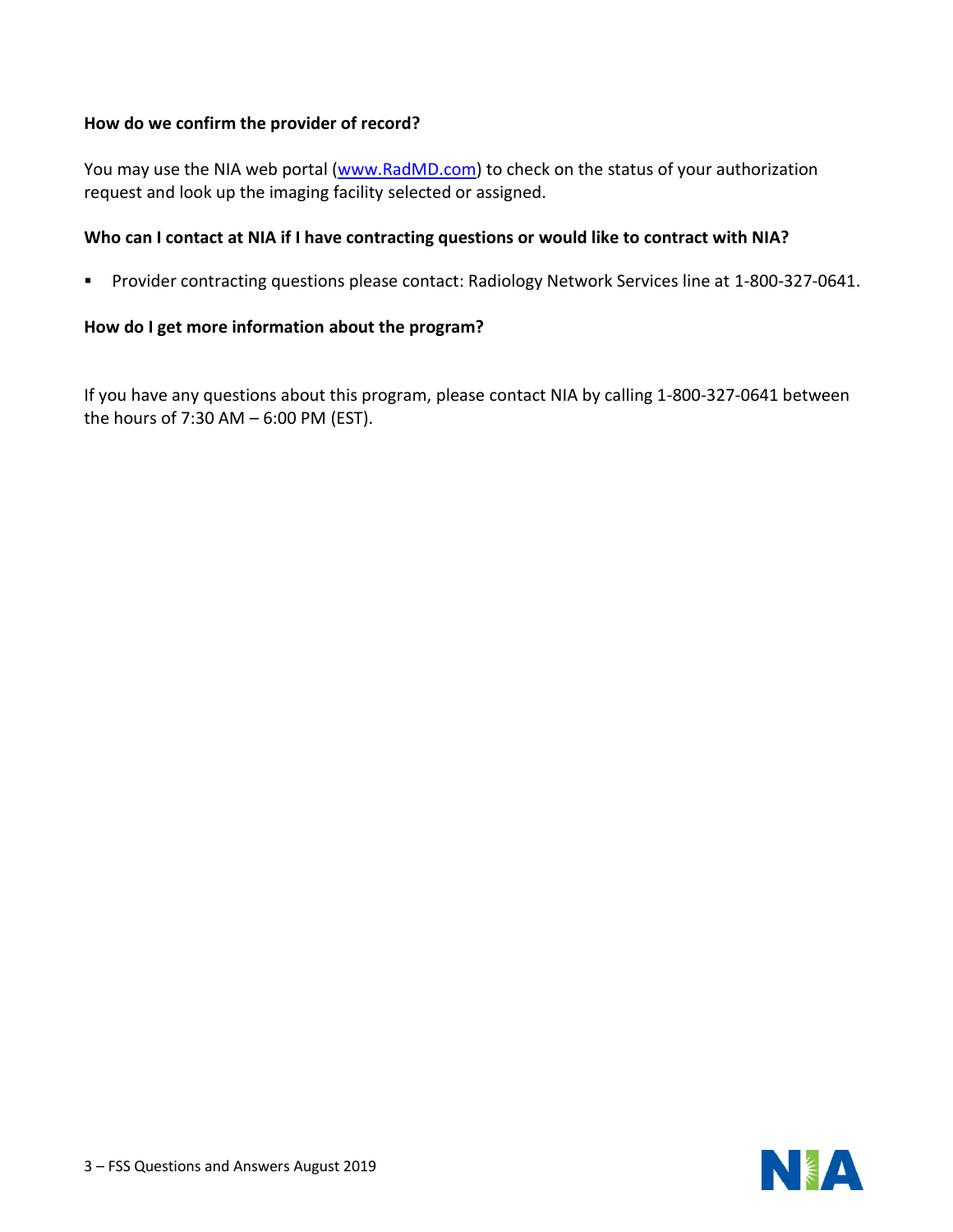**How do we confirm the provider of record?**

You may use the NIA web portal (www.RadMD.com) to check on the status of your authorization request and look up the imaging facility selected or assigned.

**Who can I contact at NIA if I have contracting questions or would like to contract with NIA?**

- Provider contracting questions please contact: Radiology Network Services line at 1-800-327-0641.

**How do I get more information about the program?**

If you have any questions about this program, please contact NIA by calling 1-800-327-0641 between the hours of 7:30 AM – 6:00 PM (EST).